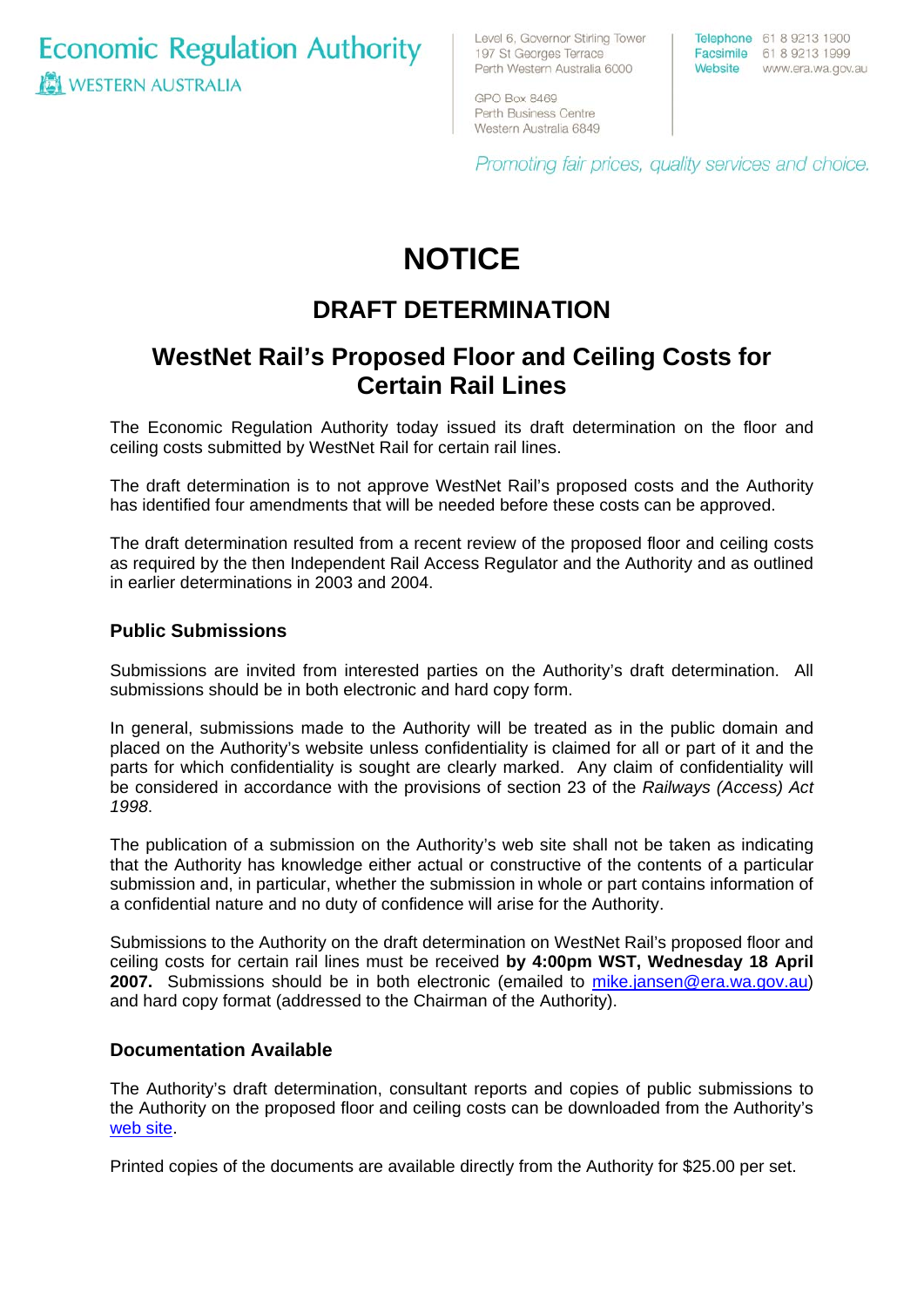Economic Regulation Authority
WESTERN AUSTRALIA

Level 6, Governor Stirling Tower
197 St Georges Terrace
Perth Western Australia 6000

GPO Box 8469
Perth Business Centre
Western Australia 6849

Telephone 61 8 9213 1900
Facsimile 61 8 9213 1999
Website www.era.wa.gov.au

*Promoting fair prices, quality services and choice.*

# NOTICE

## DRAFT DETERMINATION

## WestNet Rail's Proposed Floor and Ceiling Costs for Certain Rail Lines

The Economic Regulation Authority today issued its draft determination on the floor and ceiling costs submitted by WestNet Rail for certain rail lines.

The draft determination is to not approve WestNet Rail's proposed costs and the Authority has identified four amendments that will be needed before these costs can be approved.

The draft determination resulted from a recent review of the proposed floor and ceiling costs as required by the then Independent Rail Access Regulator and the Authority and as outlined in earlier determinations in 2003 and 2004.

### Public Submissions

Submissions are invited from interested parties on the Authority's draft determination. All submissions should be in both electronic and hard copy form.

In general, submissions made to the Authority will be treated as in the public domain and placed on the Authority's website unless confidentiality is claimed for all or part of it and the parts for which confidentiality is sought are clearly marked. Any claim of confidentiality will be considered in accordance with the provisions of section 23 of the *Railways (Access) Act 1998*.

The publication of a submission on the Authority's web site shall not be taken as indicating that the Authority has knowledge either actual or constructive of the contents of a particular submission and, in particular, whether the submission in whole or part contains information of a confidential nature and no duty of confidence will arise for the Authority.

Submissions to the Authority on the draft determination on WestNet Rail's proposed floor and ceiling costs for certain rail lines must be received **by 4:00pm WST, Wednesday 18 April 2007.** Submissions should be in both electronic (emailed to mike.jansen@era.wa.gov.au) and hard copy format (addressed to the Chairman of the Authority).

### Documentation Available

The Authority's draft determination, consultant reports and copies of public submissions to the Authority on the proposed floor and ceiling costs can be downloaded from the Authority's web site.

Printed copies of the documents are available directly from the Authority for $25.00 per set.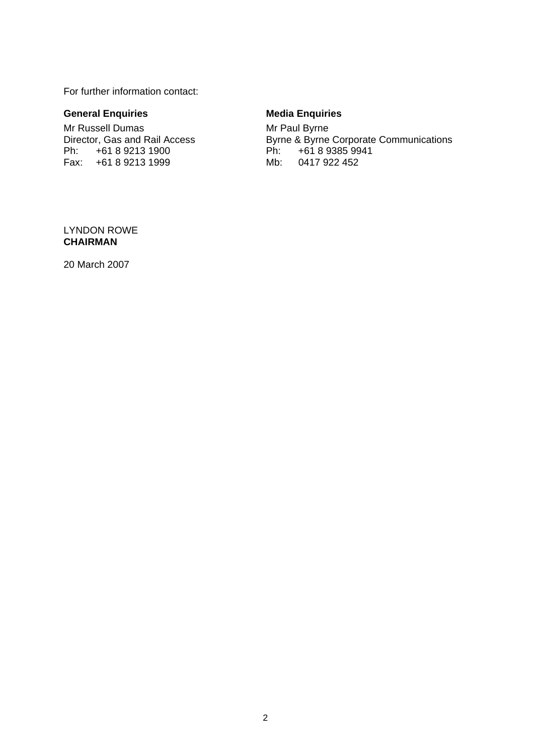For further information contact:

**General Enquiries**

Mr Russell Dumas
Director, Gas and Rail Access
Ph: +61 8 9213 1900
Fax: +61 8 9213 1999

**Media Enquiries**

Mr Paul Byrne
Byrne & Byrne Corporate Communications
Ph: +61 8 9385 9941
Mb: 0417 922 452

LYNDON ROWE
**CHAIRMAN**

20 March 2007